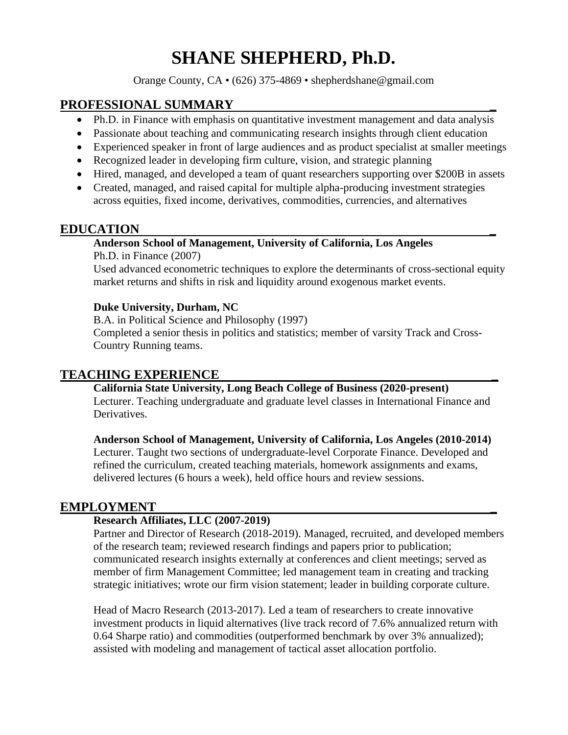# SHANE SHEPHERD, Ph.D.

Orange County, CA • (626) 375-4869 • shepherdshane@gmail.com

## PROFESSIONAL SUMMARY

- Ph.D. in Finance with emphasis on quantitative investment management and data analysis
- Passionate about teaching and communicating research insights through client education
- Experienced speaker in front of large audiences and as product specialist at smaller meetings
- Recognized leader in developing firm culture, vision, and strategic planning
- Hired, managed, and developed a team of quant researchers supporting over $200B in assets
- Created, managed, and raised capital for multiple alpha-producing investment strategies across equities, fixed income, derivatives, commodities, currencies, and alternatives

## EDUCATION

**Anderson School of Management, University of California, Los Angeles**
Ph.D. in Finance (2007)
Used advanced econometric techniques to explore the determinants of cross-sectional equity market returns and shifts in risk and liquidity around exogenous market events.

**Duke University, Durham, NC**
B.A. in Political Science and Philosophy (1997)
Completed a senior thesis in politics and statistics; member of varsity Track and Cross-Country Running teams.

## TEACHING EXPERIENCE

**California State University, Long Beach College of Business (2020-present)**
Lecturer. Teaching undergraduate and graduate level classes in International Finance and Derivatives.

**Anderson School of Management, University of California, Los Angeles (2010-2014)**
Lecturer. Taught two sections of undergraduate-level Corporate Finance. Developed and refined the curriculum, created teaching materials, homework assignments and exams, delivered lectures (6 hours a week), held office hours and review sessions.

## EMPLOYMENT

**Research Affiliates, LLC (2007-2019)**
Partner and Director of Research (2018-2019). Managed, recruited, and developed members of the research team; reviewed research findings and papers prior to publication; communicated research insights externally at conferences and client meetings; served as member of firm Management Committee; led management team in creating and tracking strategic initiatives; wrote our firm vision statement; leader in building corporate culture.

Head of Macro Research (2013-2017). Led a team of researchers to create innovative investment products in liquid alternatives (live track record of 7.6% annualized return with 0.64 Sharpe ratio) and commodities (outperformed benchmark by over 3% annualized); assisted with modeling and management of tactical asset allocation portfolio.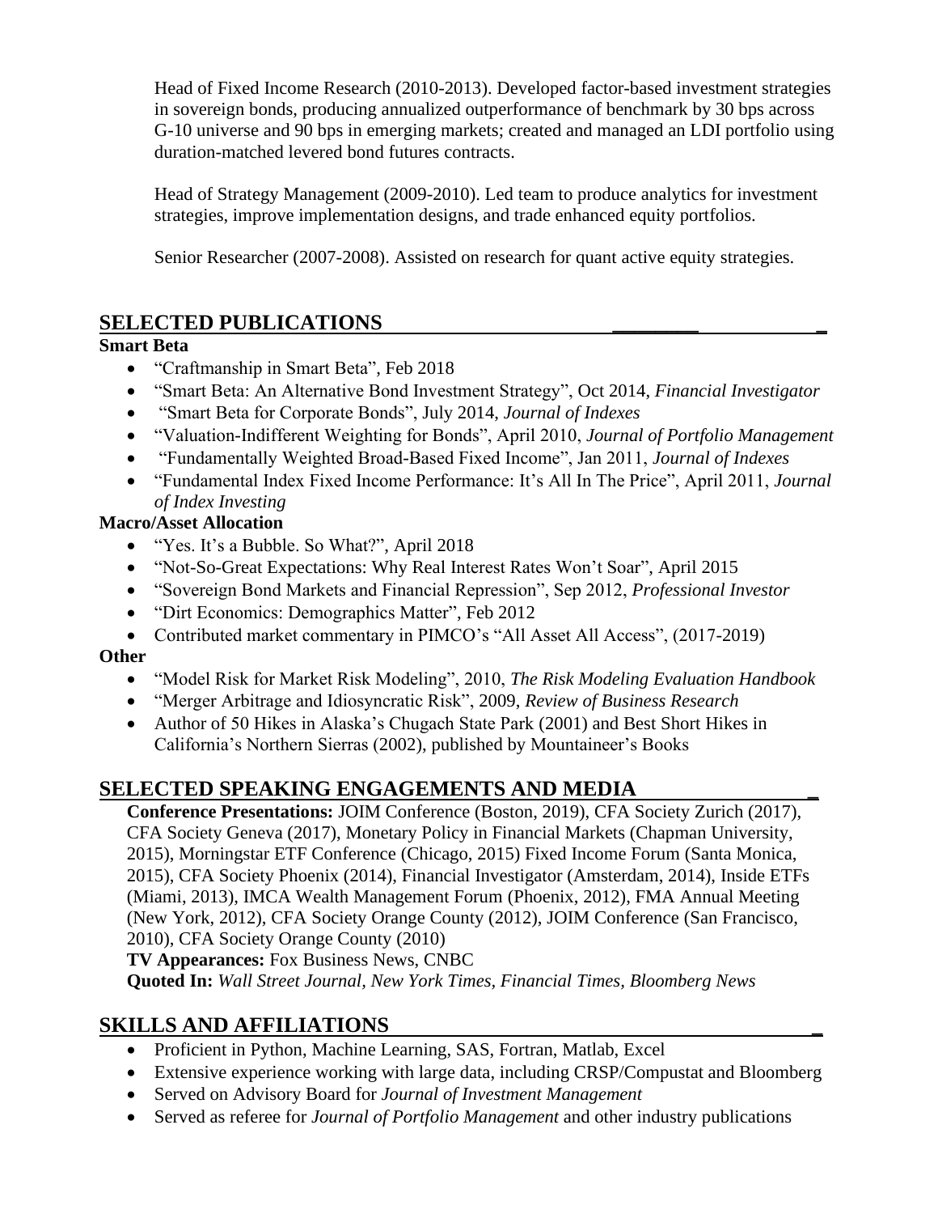Head of Fixed Income Research (2010-2013). Developed factor-based investment strategies in sovereign bonds, producing annualized outperformance of benchmark by 30 bps across G-10 universe and 90 bps in emerging markets; created and managed an LDI portfolio using duration-matched levered bond futures contracts.

Head of Strategy Management (2009-2010). Led team to produce analytics for investment strategies, improve implementation designs, and trade enhanced equity portfolios.

Senior Researcher (2007-2008). Assisted on research for quant active equity strategies.

## SELECTED PUBLICATIONS

**Smart Beta**

- "Craftmanship in Smart Beta", Feb 2018
- "Smart Beta: An Alternative Bond Investment Strategy", Oct 2014, *Financial Investigator*
- "Smart Beta for Corporate Bonds", July 2014, *Journal of Indexes*
- "Valuation-Indifferent Weighting for Bonds", April 2010, *Journal of Portfolio Management*
- "Fundamentally Weighted Broad-Based Fixed Income", Jan 2011, *Journal of Indexes*
- "Fundamental Index Fixed Income Performance: It's All In The Price", April 2011, *Journal of Index Investing*

**Macro/Asset Allocation**

- "Yes. It's a Bubble. So What?", April 2018
- "Not-So-Great Expectations: Why Real Interest Rates Won't Soar", April 2015
- "Sovereign Bond Markets and Financial Repression", Sep 2012, *Professional Investor*
- "Dirt Economics: Demographics Matter", Feb 2012
- Contributed market commentary in PIMCO's "All Asset All Access", (2017-2019)

**Other**

- "Model Risk for Market Risk Modeling", 2010, *The Risk Modeling Evaluation Handbook*
- "Merger Arbitrage and Idiosyncratic Risk", 2009, *Review of Business Research*
- Author of 50 Hikes in Alaska's Chugach State Park (2001) and Best Short Hikes in California's Northern Sierras (2002), published by Mountaineer's Books

## SELECTED SPEAKING ENGAGEMENTS AND MEDIA

**Conference Presentations:** JOIM Conference (Boston, 2019), CFA Society Zurich (2017), CFA Society Geneva (2017), Monetary Policy in Financial Markets (Chapman University, 2015), Morningstar ETF Conference (Chicago, 2015) Fixed Income Forum (Santa Monica, 2015), CFA Society Phoenix (2014), Financial Investigator (Amsterdam, 2014), Inside ETFs (Miami, 2013), IMCA Wealth Management Forum (Phoenix, 2012), FMA Annual Meeting (New York, 2012), CFA Society Orange County (2012), JOIM Conference (San Francisco, 2010), CFA Society Orange County (2010)

**TV Appearances:** Fox Business News, CNBC

**Quoted In:** *Wall Street Journal, New York Times, Financial Times, Bloomberg News*

## SKILLS AND AFFILIATIONS

- Proficient in Python, Machine Learning, SAS, Fortran, Matlab, Excel
- Extensive experience working with large data, including CRSP/Compustat and Bloomberg
- Served on Advisory Board for *Journal of Investment Management*
- Served as referee for *Journal of Portfolio Management* and other industry publications